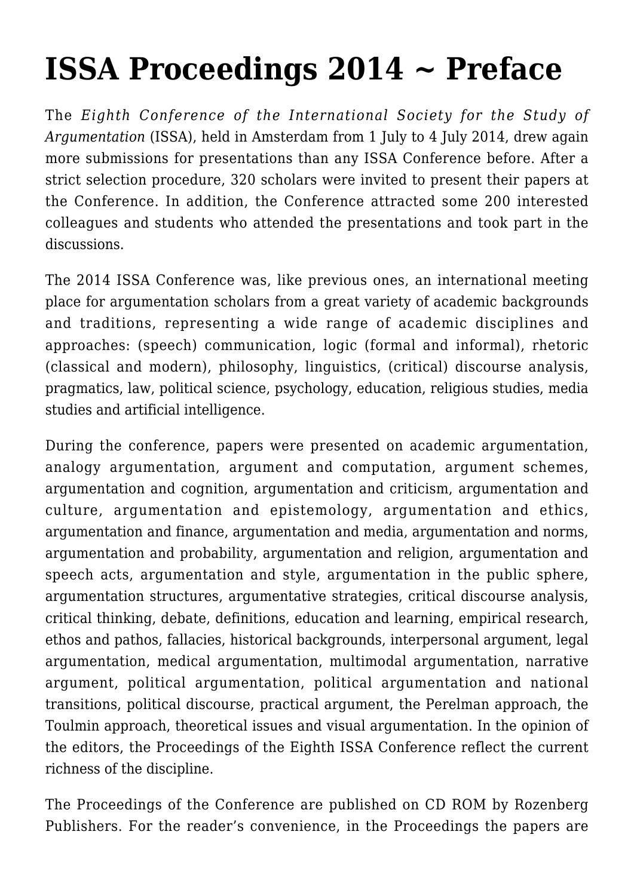# ISSA Proceedings 2014 ~ Preface

The *Eighth Conference of the International Society for the Study of Argumentation* (ISSA), held in Amsterdam from 1 July to 4 July 2014, drew again more submissions for presentations than any ISSA Conference before. After a strict selection procedure, 320 scholars were invited to present their papers at the Conference. In addition, the Conference attracted some 200 interested colleagues and students who attended the presentations and took part in the discussions.

The 2014 ISSA Conference was, like previous ones, an international meeting place for argumentation scholars from a great variety of academic backgrounds and traditions, representing a wide range of academic disciplines and approaches: (speech) communication, logic (formal and informal), rhetoric (classical and modern), philosophy, linguistics, (critical) discourse analysis, pragmatics, law, political science, psychology, education, religious studies, media studies and artificial intelligence.

During the conference, papers were presented on academic argumentation, analogy argumentation, argument and computation, argument schemes, argumentation and cognition, argumentation and criticism, argumentation and culture, argumentation and epistemology, argumentation and ethics, argumentation and finance, argumentation and media, argumentation and norms, argumentation and probability, argumentation and religion, argumentation and speech acts, argumentation and style, argumentation in the public sphere, argumentation structures, argumentative strategies, critical discourse analysis, critical thinking, debate, definitions, education and learning, empirical research, ethos and pathos, fallacies, historical backgrounds, interpersonal argument, legal argumentation, medical argumentation, multimodal argumentation, narrative argument, political argumentation, political argumentation and national transitions, political discourse, practical argument, the Perelman approach, the Toulmin approach, theoretical issues and visual argumentation. In the opinion of the editors, the Proceedings of the Eighth ISSA Conference reflect the current richness of the discipline.

The Proceedings of the Conference are published on CD ROM by Rozenberg Publishers. For the reader's convenience, in the Proceedings the papers are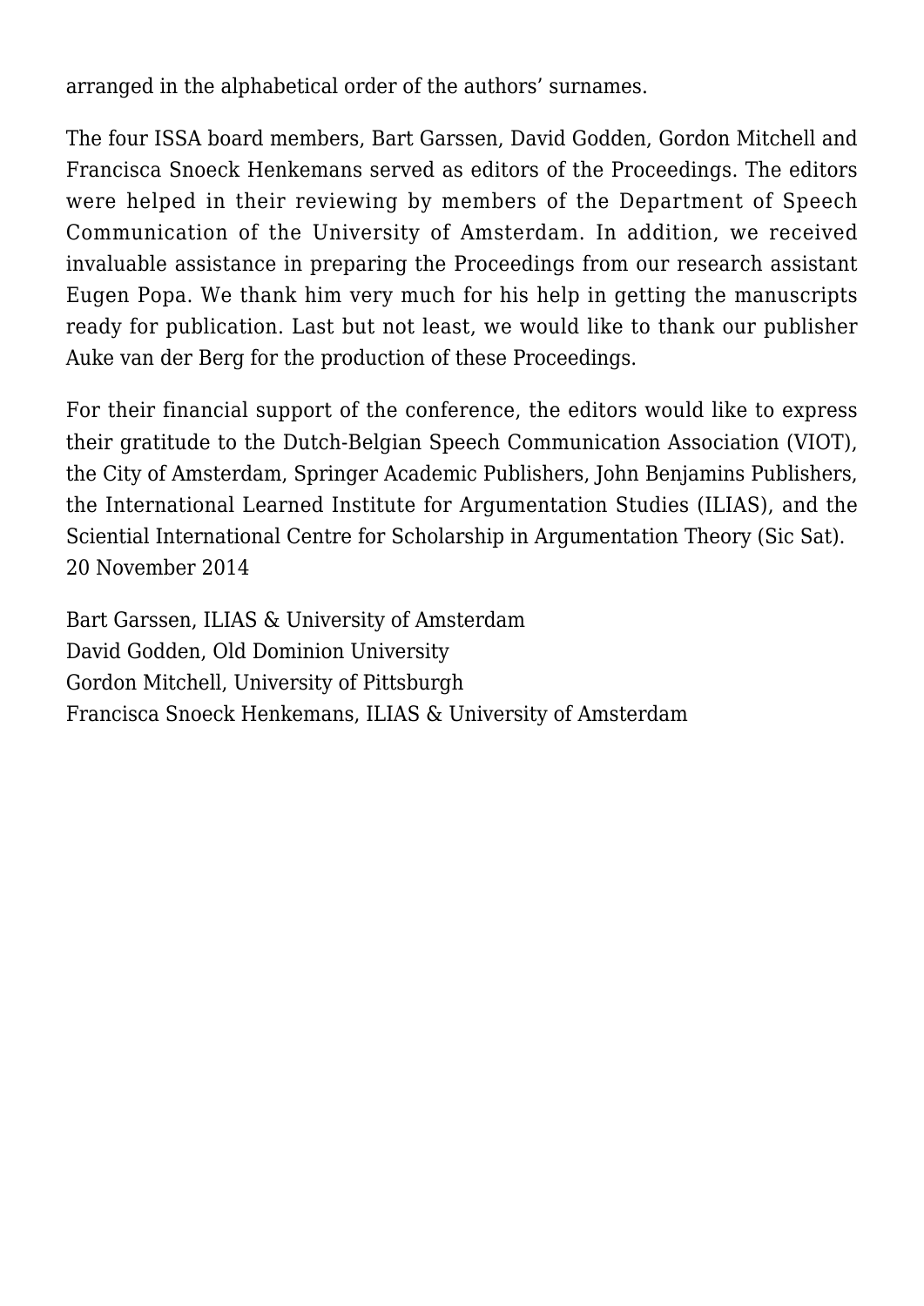arranged in the alphabetical order of the authors' surnames.

The four ISSA board members, Bart Garssen, David Godden, Gordon Mitchell and Francisca Snoeck Henkemans served as editors of the Proceedings. The editors were helped in their reviewing by members of the Department of Speech Communication of the University of Amsterdam. In addition, we received invaluable assistance in preparing the Proceedings from our research assistant Eugen Popa. We thank him very much for his help in getting the manuscripts ready for publication. Last but not least, we would like to thank our publisher Auke van der Berg for the production of these Proceedings.

For their financial support of the conference, the editors would like to express their gratitude to the Dutch-Belgian Speech Communication Association (VIOT), the City of Amsterdam, Springer Academic Publishers, John Benjamins Publishers, the International Learned Institute for Argumentation Studies (ILIAS), and the Sciential International Centre for Scholarship in Argumentation Theory (Sic Sat).
20 November 2014

Bart Garssen, ILIAS & University of Amsterdam
David Godden, Old Dominion University
Gordon Mitchell, University of Pittsburgh
Francisca Snoeck Henkemans, ILIAS & University of Amsterdam